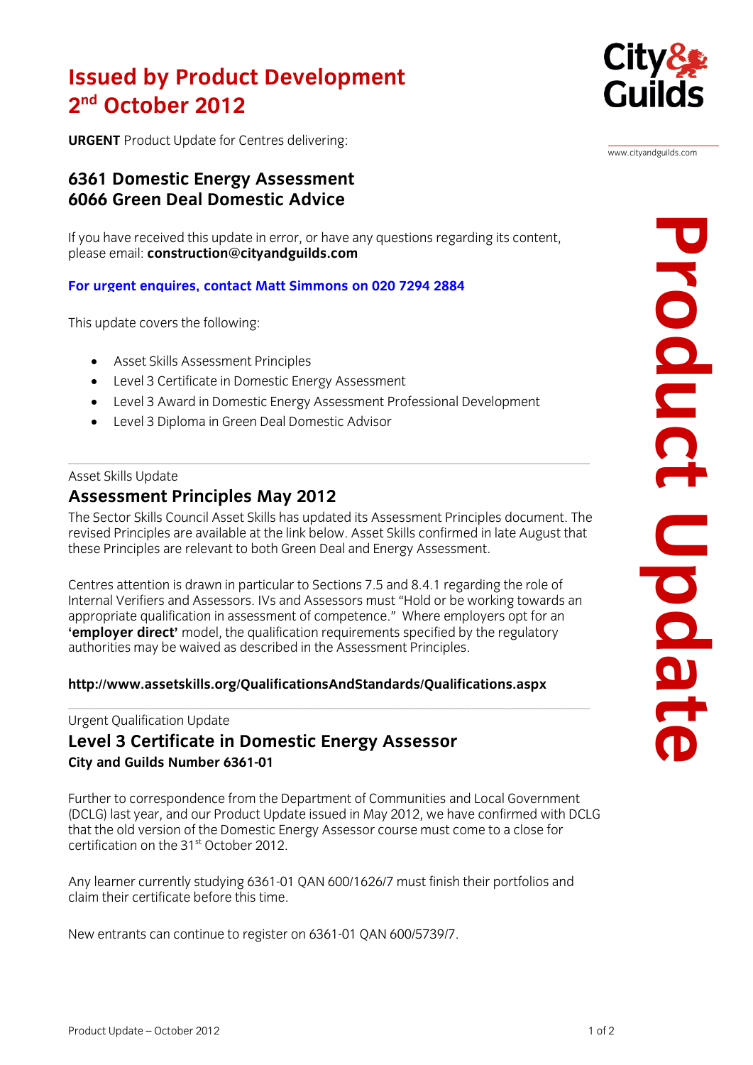# Issued by Product Development
# 2nd October 2012

**URGENT** Product Update for Centres delivering:

## 6361 Domestic Energy Assessment
## 6066 Green Deal Domestic Advice

If you have received this update in error, or have any questions regarding its content, please email: **construction@cityandguilds.com**

**For urgent enquires, contact Matt Simmons on 020 7294 2884**

This update covers the following:

- Asset Skills Assessment Principles
- Level 3 Certificate in Domestic Energy Assessment
- Level 3 Award in Domestic Energy Assessment Professional Development
- Level 3 Diploma in Green Deal Domestic Advisor

---

Asset Skills Update

## Assessment Principles May 2012

The Sector Skills Council Asset Skills has updated its Assessment Principles document. The revised Principles are available at the link below. Asset Skills confirmed in late August that these Principles are relevant to both Green Deal and Energy Assessment.

Centres attention is drawn in particular to Sections 7.5 and 8.4.1 regarding the role of Internal Verifiers and Assessors. IVs and Assessors must "Hold or be working towards an appropriate qualification in assessment of competence." Where employers opt for an **'employer direct'** model, the qualification requirements specified by the regulatory authorities may be waived as described in the Assessment Principles.

**http://www.assetskills.org/QualificationsAndStandards/Qualifications.aspx**

---

Urgent Qualification Update

## Level 3 Certificate in Domestic Energy Assessor

**City and Guilds Number 6361-01**

Further to correspondence from the Department of Communities and Local Government (DCLG) last year, and our Product Update issued in May 2012, we have confirmed with DCLG that the old version of the Domestic Energy Assessor course must come to a close for certification on the 31st October 2012.

Any learner currently studying 6361-01 QAN 600/1626/7 must finish their portfolios and claim their certificate before this time.

New entrants can continue to register on 6361-01 QAN 600/5739/7.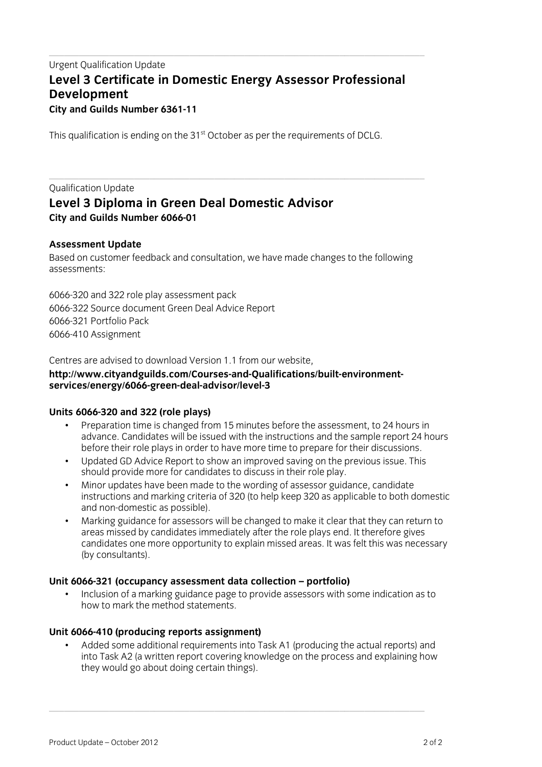Urgent Qualification Update

## Level 3 Certificate in Domestic Energy Assessor Professional Development

**City and Guilds Number 6361-11**

This qualification is ending on the 31st October as per the requirements of DCLG.

Qualification Update

## Level 3 Diploma in Green Deal Domestic Advisor

**City and Guilds Number 6066-01**

### Assessment Update

Based on customer feedback and consultation, we have made changes to the following assessments:

6066-320 and 322 role play assessment pack
6066-322 Source document Green Deal Advice Report
6066-321 Portfolio Pack
6066-410 Assignment

Centres are advised to download Version 1.1 from our website,

**http://www.cityandguilds.com/Courses-and-Qualifications/built-environment-services/energy/6066-green-deal-advisor/level-3**

### Units 6066-320 and 322 (role plays)

- Preparation time is changed from 15 minutes before the assessment, to 24 hours in advance. Candidates will be issued with the instructions and the sample report 24 hours before their role plays in order to have more time to prepare for their discussions.
- Updated GD Advice Report to show an improved saving on the previous issue. This should provide more for candidates to discuss in their role play.
- Minor updates have been made to the wording of assessor guidance, candidate instructions and marking criteria of 320 (to help keep 320 as applicable to both domestic and non-domestic as possible).
- Marking guidance for assessors will be changed to make it clear that they can return to areas missed by candidates immediately after the role plays end. It therefore gives candidates one more opportunity to explain missed areas. It was felt this was necessary (by consultants).

### Unit 6066-321 (occupancy assessment data collection – portfolio)

- Inclusion of a marking guidance page to provide assessors with some indication as to how to mark the method statements.

### Unit 6066-410 (producing reports assignment)

- Added some additional requirements into Task A1 (producing the actual reports) and into Task A2 (a written report covering knowledge on the process and explaining how they would go about doing certain things).